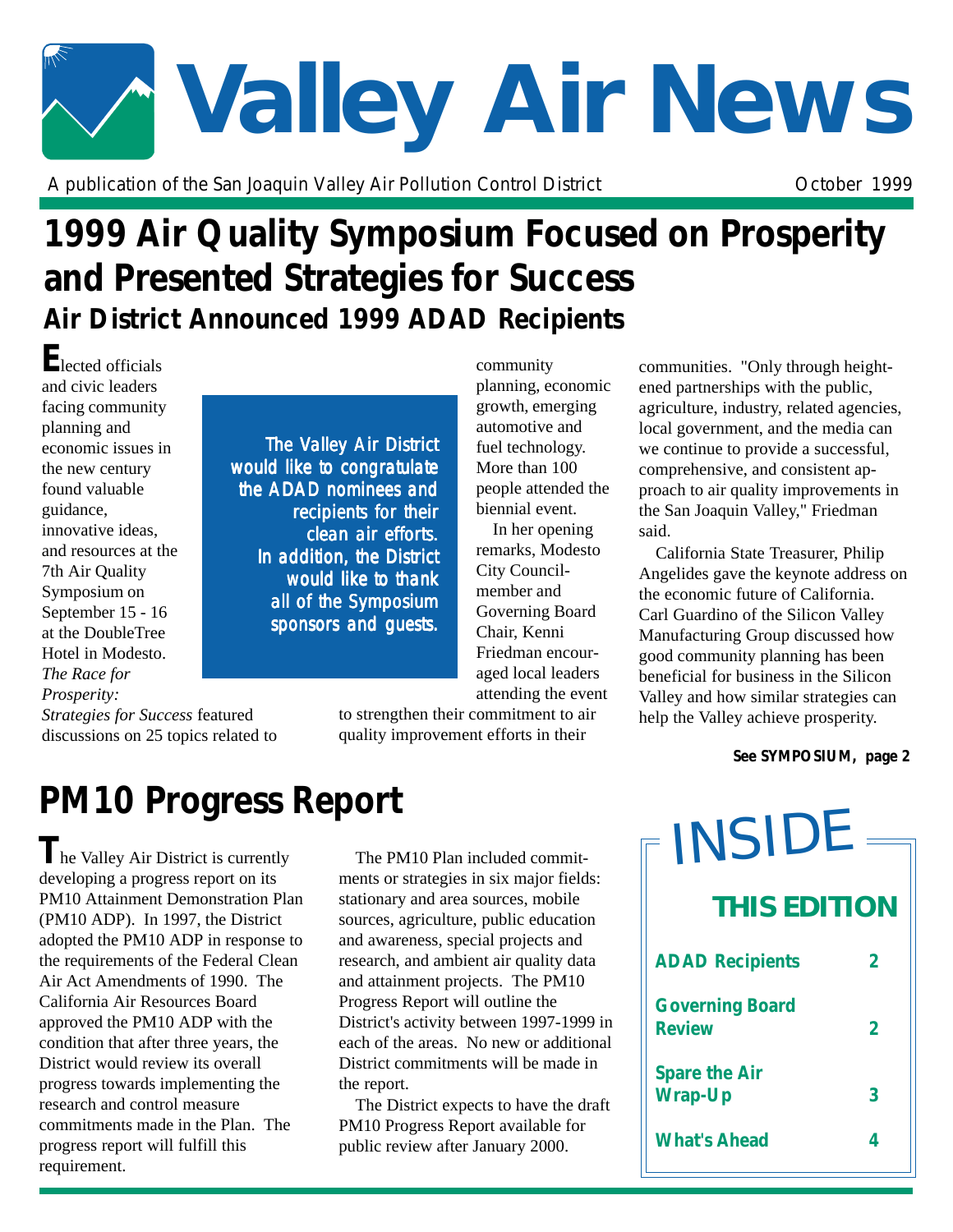# Valley Air News

A publication of the San Joaquin Valley Air Pollution Control District

October 1999

## 1999 Air Quality Symposium Focused on Prosperity and Presented Strategies for Success

### Air District Announced 1999 ADAD Recipients

Elected officials and civic leaders facing community planning and economic issues in the new century found valuable guidance, innovative ideas, and resources at the 7th Air Quality Symposium on September 15 - 16 at the DoubleTree Hotel in Modesto. *The Race for Prosperity: Strategies for Success* featured discussions on 25 topics related to community planning, economic growth, emerging automotive and fuel technology. More than 100 people attended the biennial event.

In her opening remarks, Modesto City Councilmember and Governing Board Chair, Kenni Friedman encouraged local leaders attending the event to strengthen their commitment to air quality improvement efforts in their communities. "Only through heightened partnerships with the public, agriculture, industry, related agencies, local government, and the media can we continue to provide a successful, comprehensive, and consistent approach to air quality improvements in the San Joaquin Valley," Friedman said.

California State Treasurer, Philip Angelides gave the keynote address on the economic future of California. Carl Guardino of the Silicon Valley Manufacturing Group discussed how good community planning has been beneficial for business in the Silicon Valley and how similar strategies can help the Valley achieve prosperity.

*The Valley Air District would like to congratulate the ADAD nominees and recipients for their clean air efforts. In addition, the District would like to thank all of the Symposium sponsors and guests.*

**See SYMPOSIUM, page 2**

## PM10 Progress Report

The Valley Air District is currently developing a progress report on its PM10 Attainment Demonstration Plan (PM10 ADP). In 1997, the District adopted the PM10 ADP in response to the requirements of the Federal Clean Air Act Amendments of 1990. The California Air Resources Board approved the PM10 ADP with the condition that after three years, the District would review its overall progress towards implementing the research and control measure commitments made in the Plan. The progress report will fulfill this requirement.

The PM10 Plan included commitments or strategies in six major fields: stationary and area sources, mobile sources, agriculture, public education and awareness, special projects and research, and ambient air quality data and attainment projects. The PM10 Progress Report will outline the District's activity between 1997-1999 in each of the areas. No new or additional District commitments will be made in the report.

The District expects to have the draft PM10 Progress Report available for public review after January 2000.

## INSIDE THIS EDITION

| | |
|---|---|
| ADAD Recipients | 2 |
| Governing Board Review | 2 |
| Spare the Air Wrap-Up | 3 |
| What's Ahead | 4 |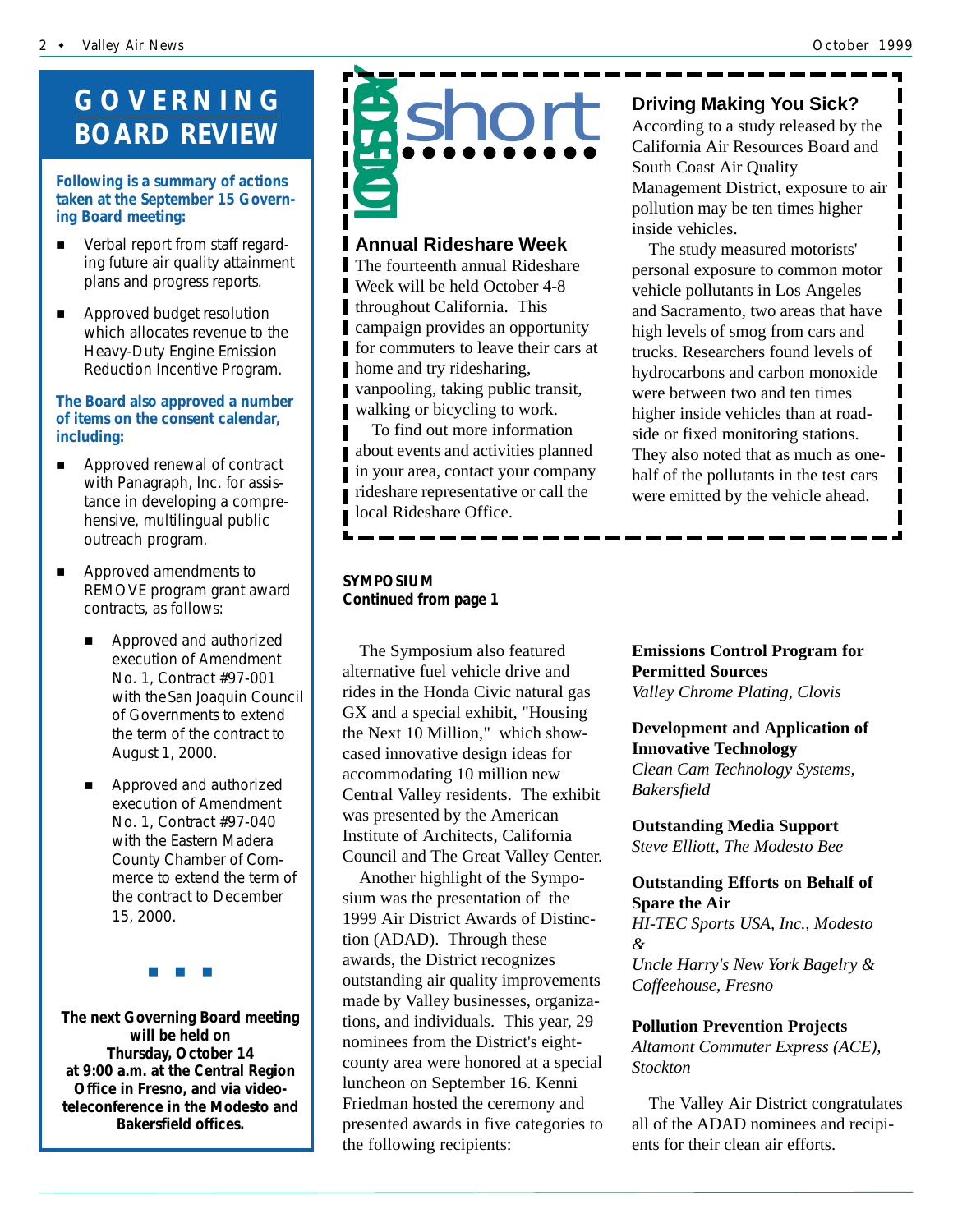## GOVERNING BOARD REVIEW

**Following is a summary of actions taken at the September 15 Governing Board meeting:**

- Verbal report from staff regarding future air quality attainment plans and progress reports.
- Approved budget resolution which allocates revenue to the Heavy-Duty Engine Emission Reduction Incentive Program.

**The Board also approved a number of items on the consent calendar, including:**

- Approved renewal of contract with Panagraph, Inc. for assistance in developing a comprehensive, multilingual public outreach program.
- Approved amendments to REMOVE program grant award contracts, as follows:
  - Approved and authorized execution of Amendment No. 1, Contract #97-001 with the San Joaquin Council of Governments to extend the term of the contract to August 1, 2000.
  - Approved and authorized execution of Amendment No. 1, Contract #97-040 with the Eastern Madera County Chamber of Commerce to extend the term of the contract to December 15, 2000.

■ ■ ■

**The next Governing Board meeting will be held on Thursday, October 14 at 9:00 a.m. at the Central Region Office in Fresno, and via video-teleconference in the Modesto and Bakersfield offices.**

## NEWS short

### Annual Rideshare Week

The fourteenth annual Rideshare Week will be held October 4-8 throughout California. This campaign provides an opportunity for commuters to leave their cars at home and try ridesharing, vanpooling, taking public transit, walking or bicycling to work.

To find out more information about events and activities planned in your area, contact your company rideshare representative or call the local Rideshare Office.

### Driving Making You Sick?

According to a study released by the California Air Resources Board and South Coast Air Quality Management District, exposure to air pollution may be ten times higher inside vehicles.

The study measured motorists' personal exposure to common motor vehicle pollutants in Los Angeles and Sacramento, two areas that have high levels of smog from cars and trucks. Researchers found levels of hydrocarbons and carbon monoxide were between two and ten times higher inside vehicles than at roadside or fixed monitoring stations. They also noted that as much as one-half of the pollutants in the test cars were emitted by the vehicle ahead.

**SYMPOSIUM**
**Continued from page 1**

The Symposium also featured alternative fuel vehicle drive and rides in the Honda Civic natural gas GX and a special exhibit, "Housing the Next 10 Million," which showcased innovative design ideas for accommodating 10 million new Central Valley residents. The exhibit was presented by the American Institute of Architects, California Council and The Great Valley Center.

Another highlight of the Symposium was the presentation of the 1999 Air District Awards of Distinction (ADAD). Through these awards, the District recognizes outstanding air quality improvements made by Valley businesses, organizations, and individuals. This year, 29 nominees from the District's eight-county area were honored at a special luncheon on September 16. Kenni Friedman hosted the ceremony and presented awards in five categories to the following recipients:

**Emissions Control Program for Permitted Sources**
*Valley Chrome Plating, Clovis*

**Development and Application of Innovative Technology**
*Clean Cam Technology Systems, Bakersfield*

**Outstanding Media Support**
*Steve Elliott, The Modesto Bee*

**Outstanding Efforts on Behalf of Spare the Air**
*HI-TEC Sports USA, Inc., Modesto*
*&*
*Uncle Harry's New York Bagelry & Coffeehouse, Fresno*

**Pollution Prevention Projects**
*Altamont Commuter Express (ACE), Stockton*

The Valley Air District congratulates all of the ADAD nominees and recipients for their clean air efforts.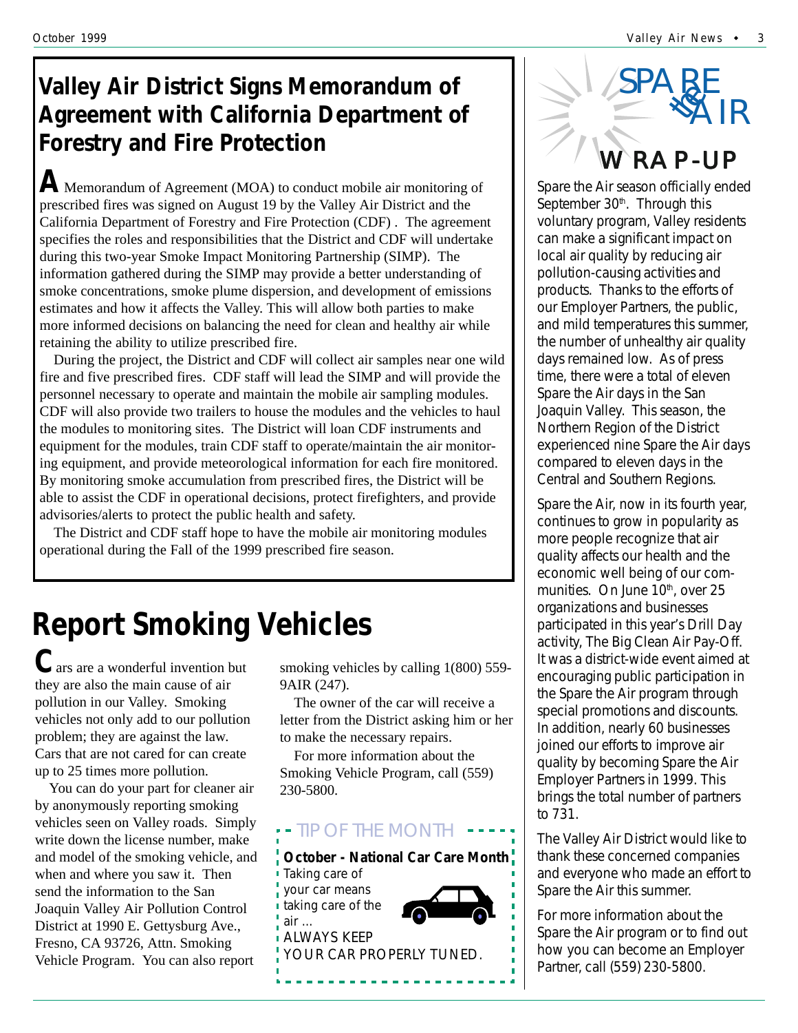# Valley Air District Signs Memorandum of Agreement with California Department of Forestry and Fire Protection

A Memorandum of Agreement (MOA) to conduct mobile air monitoring of prescribed fires was signed on August 19 by the Valley Air District and the California Department of Forestry and Fire Protection (CDF) . The agreement specifies the roles and responsibilities that the District and CDF will undertake during this two-year Smoke Impact Monitoring Partnership (SIMP). The information gathered during the SIMP may provide a better understanding of smoke concentrations, smoke plume dispersion, and development of emissions estimates and how it affects the Valley. This will allow both parties to make more informed decisions on balancing the need for clean and healthy air while retaining the ability to utilize prescribed fire.

During the project, the District and CDF will collect air samples near one wild fire and five prescribed fires. CDF staff will lead the SIMP and will provide the personnel necessary to operate and maintain the mobile air sampling modules. CDF will also provide two trailers to house the modules and the vehicles to haul the modules to monitoring sites. The District will loan CDF instruments and equipment for the modules, train CDF staff to operate/maintain the air monitoring equipment, and provide meteorological information for each fire monitored. By monitoring smoke accumulation from prescribed fires, the District will be able to assist the CDF in operational decisions, protect firefighters, and provide advisories/alerts to protect the public health and safety.

The District and CDF staff hope to have the mobile air monitoring modules operational during the Fall of the 1999 prescribed fire season.

# Report Smoking Vehicles

Cars are a wonderful invention but they are also the main cause of air pollution in our Valley. Smoking vehicles not only add to our pollution problem; they are against the law. Cars that are not cared for can create up to 25 times more pollution.

You can do your part for cleaner air by anonymously reporting smoking vehicles seen on Valley roads. Simply write down the license number, make and model of the smoking vehicle, and when and where you saw it. Then send the information to the San Joaquin Valley Air Pollution Control District at 1990 E. Gettysburg Ave., Fresno, CA 93726, Attn. Smoking Vehicle Program. You can also report smoking vehicles by calling 1(800) 559-9AIR (247).

The owner of the car will receive a letter from the District asking him or her to make the necessary repairs.

For more information about the Smoking Vehicle Program, call (559) 230-5800.

## TIP OF THE MONTH

**October - National Car Care Month**

Taking care of your car means taking care of the air ...

ALWAYS KEEP YOUR CAR PROPERLY TUNED.

# SPARE the AIR WRAP-UP

Spare the Air season officially ended September 30th. Through this voluntary program, Valley residents can make a significant impact on local air quality by reducing air pollution-causing activities and products. Thanks to the efforts of our Employer Partners, the public, and mild temperatures this summer, the number of unhealthy air quality days remained low. As of press time, there were a total of eleven Spare the Air days in the San Joaquin Valley. This season, the Northern Region of the District experienced nine Spare the Air days compared to eleven days in the Central and Southern Regions.

Spare the Air, now in its fourth year, continues to grow in popularity as more people recognize that air quality affects our health and the economic well being of our communities. On June 10th, over 25 organizations and businesses participated in this year's Drill Day activity, The Big Clean Air Pay-Off. It was a district-wide event aimed at encouraging public participation in the Spare the Air program through special promotions and discounts. In addition, nearly 60 businesses joined our efforts to improve air quality by becoming Spare the Air Employer Partners in 1999. This brings the total number of partners to 731.

The Valley Air District would like to thank these concerned companies and everyone who made an effort to Spare the Air this summer.

For more information about the Spare the Air program or to find out how you can become an Employer Partner, call (559) 230-5800.